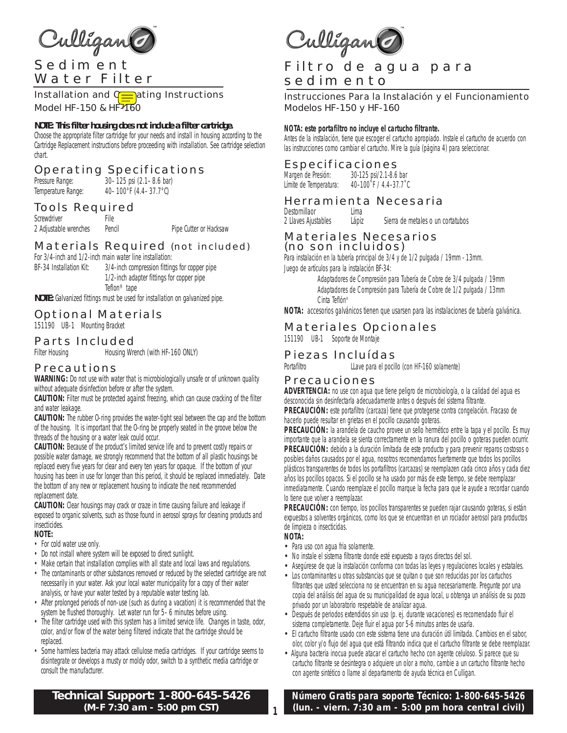# Culligan

## Sediment Water Filter

Installation and Operating Instructions
Model HF-150 & HF-160

**NOTE: This filter housing does not include a filter cartridge.**
Choose the appropriate filter cartridge for your needs and install in housing according to the Cartridge Replacement instructions before proceeding with installation. See cartridge selection chart.

### Operating Specifications

| | |
|---|---|
| Pressure Range: | 30–125 psi (2.1–8.6 bar) |
| Temperature Range: | 40–100°F (4.4–37.7°C) |

### Tools Required

| | | |
|---|---|---|
| Screwdriver | File | |
| 2 Adjustable wrenches | Pencil | Pipe Cutter or Hacksaw |

### Materials Required (not included)

For 3/4-inch and 1/2-inch main water line installation:
BF-34 Installation Kit: 3/4-inch compression fittings for copper pipe
1/2-inch adapter fittings for copper pipe
Teflon® tape

**NOTE:** Galvanized fittings must be used for installation on galvanized pipe.

### Optional Materials

151190 UB-1 Mounting Bracket

### Parts Included

Filter Housing — Housing Wrench (with HF-160 ONLY)

### Precautions

**WARNING:** Do not use with water that is microbiologically unsafe or of unknown quality without adequate disinfection before or after the system.

**CAUTION:** Filter must be protected against freezing, which can cause cracking of the filter and water leakage.

**CAUTION:** The rubber O-ring provides the water-tight seal between the cap and the bottom of the housing. It is important that the O-ring be properly seated in the groove below the threads of the housing or a water leak could occur.

**CAUTION:** Because of the product's limited service life and to prevent costly repairs or possible water damage, we strongly recommend that the bottom of all plastic housings be replaced every five years for clear and every ten years for opaque. If the bottom of your housing has been in use for longer than this period, it should be replaced immediately. Date the bottom of any new or replacement housing to indicate the next recommended replacement date.

**CAUTION:** Clear housings may crack or craze in time causing failure and leakage if exposed to organic solvents, such as those found in aerosol sprays for cleaning products and insecticides.

**NOTE:**
- For cold water use only.
- Do not install where system will be exposed to direct sunlight.
- Make certain that installation complies with all state and local laws and regulations.
- The contaminants or other substances removed or reduced by the selected cartridge are not necessarily in your water. Ask your local water municipality for a copy of their water analysis, or have your water tested by a reputable water testing lab.
- After prolonged periods of non-use (such as during a vacation) it is recommended that the system be flushed thoroughly. Let water run for 5–6 minutes before using.
- The filter cartridge used with this system has a limited service life. Changes in taste, odor, color, and/or flow of the water being filtered indicate that the cartridge should be replaced.
- Some harmless bacteria may attack cellulose media cartridges. If your cartridge seems to disintegrate or develops a musty or moldy odor, switch to a synthetic media cartridge or consult the manufacturer.

**Technical Support: 1-800-645-5426**
**(M-F 7:30 am - 5:00 pm CST)**

# Culligan

## Filtro de agua para sedimento

Instrucciones Para la Instalación y el Funcionamiento
Modelos HF-150 y HF-160

**NOTA: este portafiltro no incluye el cartucho filtrante.**
Antes de la instalación, tiene que escoger el cartucho apropiado. Instale el cartucho de acuerdo con las instrucciones como cambiar el cartucho. Mire la guía (página 4) para seleccionar.

### Especificaciones

| | |
|---|---|
| Margen de Presión: | 30-125 psi/2.1-8.6 bar |
| Límite de Temperatura: | 40-100˚F / 4.4-37.7˚C |

### Herramienta Necesaria

| | | |
|---|---|---|
| Destornillaor | Lima | |
| 2 Llaves Ajustables | Lápiz | Sierra de metales o un cortatubos |

### Materiales Necesarios (no son incluidos)

Para instalación en la tubería principal de 3/4 y de 1/2 pulgada / 19mm - 13mm.
Juego de artículos para la instalación BF-34:
Adaptadores de Compresión para Tubería de Cobre de 3/4 pulgada / 19mm
Adaptadores de Compresión para Tubería de Cobre de 1/2 pulgada / 13mm
Cinta Teflón®

**NOTA:** accesorios galvánicos tienen que usarsen para las instalaciones de tubería galvánica.

### Materiales Opcionales

151190 UB-1 Soporte de Montaje

### Piezas Incluídas

Portafiltro — LLave para el pocillo (con HF-160 solamente)

### Precauciones

**ADVERTENCIA:** no use con agua que tiene peligro de microbiología, o la calidad del agua es desconocida sin desinfectarla adecuadamente antes o después del sistema filtrante.

**PRECAUCIÓN:** este portafiltro (carcaza) tiene que protegerse contra congelación. Fracaso de hacerlo puede resultar en grietas en el pocillo causando goteras.

**PRECAUCIÓN:** la arandela de caucho provee un sello hermético entre la tapa y el pocillo. Es muy importante que la arandela se sienta correctamente en la ranura del pocillo o goteras pueden ocurrir.

**PRECAUCIÓN:** debido a la duración limitada de este producto y para prevenir reparos costosos o posibles daños causados por el agua, nosotros recomendamos fuertemente que todos los pocillos plásticos transparentes de todos los portafiltros (carcazas) se reemplazen cada cinco años y cada diez años los pocillos opacos. Si el pocillo se ha usado por más de este tiempo, se debe reemplazar inmediatamente. Cuando reemplaze el pocillo marque la fecha para que le ayude a recordar cuando lo tiene que volver a reemplazar.

**PRECAUCIÓN:** con tiempo, los pocillos transparentes se pueden rajar causando goteras, si están expuestos a solventes orgánicos, como los que se encuentran en un rociador aerosol para productos de limpieza o insecticidas.

**NOTA:**
- Para uso con agua fría solamente.
- No instale el sistema filtrante donde esté expuesto a rayos directos del sol.
- Asegúrese de que la instalación conforma con todas las leyes y regulaciones locales y estatales.
- Los contaminantes u otras substancias que se quitan o que son reducidas por los cartuchos filtrantes que usted selecciona no se encuentran en su agua necesariamente. Pregunte por una copia del análisis del agua de su municipalidad de agua local, u obtenga un análisis de su pozo privado por un laboratorio respetable de analizar agua.
- Después de periodos extendidos sin uso (p. ej. durante vacaciones) es recomendado fluir el sistema completamente. Deje fluir el agua por 5-6 minutos antes de usarla.
- El cartucho filtrante usado con este sistema tiene una duración útil limitada. Cambios en el sabor, olor, color y/o flujo del agua que está filtrando indica que el cartucho filtrante se debe reemplazar.
- Alguna bacteria inocua puede atacar el cartucho hecho con agente celuloso. Si parece que su cartucho filtrante se desintegra o adquiere un olor a moho, cambie a un cartucho filtrante hecho con agente sintético o llame al departamento de ayuda técnica en Culligan.

**Número Gratis para soporte Técnico: 1-800-645-5426**
**(lun. - viern. 7:30 am - 5:00 pm hora central civil)**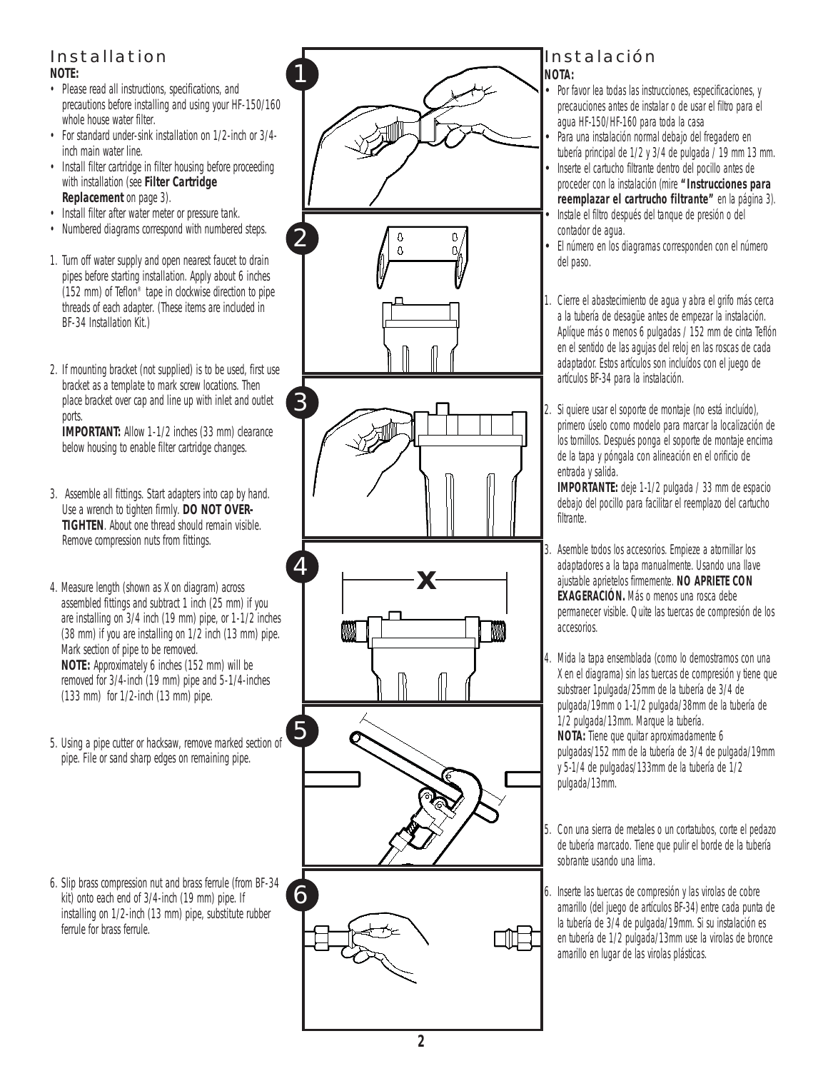## Installation

**NOTE:**

- Please read all instructions, specifications, and precautions before installing and using your HF-150/160 whole house water filter.
- For standard under-sink installation on 1/2-inch or 3/4-inch main water line.
- Install filter cartridge in filter housing before proceeding with installation (see **Filter Cartridge Replacement** on page 3).
- Install filter after water meter or pressure tank.
- Numbered diagrams correspond with numbered steps.

1. Turn off water supply and open nearest faucet to drain pipes before starting installation. Apply about 6 inches (152 mm) of Teflon® tape in clockwise direction to pipe threads of each adapter. (These items are included in BF-34 Installation Kit.)

2. If mounting bracket (not supplied) is to be used, first use bracket as a template to mark screw locations. Then place bracket over cap and line up with inlet and outlet ports.
   **IMPORTANT:** Allow 1-1/2 inches (33 mm) clearance below housing to enable filter cartridge changes.

3. Assemble all fittings. Start adapters into cap by hand. Use a wrench to tighten firmly. **DO NOT OVER-TIGHTEN**. About one thread should remain visible. Remove compression nuts from fittings.

4. Measure length (shown as X on diagram) across assembled fittings and subtract 1 inch (25 mm) if you are installing on 3/4 inch (19 mm) pipe, or 1-1/2 inches (38 mm) if you are installing on 1/2 inch (13 mm) pipe. Mark section of pipe to be removed.
   **NOTE:** Approximately 6 inches (152 mm) will be removed for 3/4-inch (19 mm) pipe and 5-1/4-inches (133 mm) for 1/2-inch (13 mm) pipe.

5. Using a pipe cutter or hacksaw, remove marked section of pipe. File or sand sharp edges on remaining pipe.

6. Slip brass compression nut and brass ferrule (from BF-34 kit) onto each end of 3/4-inch (19 mm) pipe. If installing on 1/2-inch (13 mm) pipe, substitute rubber ferrule for brass ferrule.

## Instalación

**NOTA:**

- Por favor lea todas las instrucciones, especificaciones, y precauciones antes de instalar o de usar el filtro para el agua HF-150/HF-160 para toda la casa
- Para una instalación normal debajo del fregadero en tubería principal de 1/2 y 3/4 de pulgada / 19 mm 13 mm.
- Inserte el cartucho filtrante dentro del pocillo antes de proceder con la instalación (mire **"Instrucciones para reemplazar el cartrucho filtrante"** en la página 3).
- Instale el filtro después del tanque de presión o del contador de agua.
- El número en los diagramas corresponden con el número del paso.

1. Cierre el abastecimiento de agua y abra el grifo más cerca a la tubería de desagüe antes de empezar la instalación. Apíque más o menos 6 pulgadas / 152 mm de cinta Teflón en el sentido de las agujas del reloj en las roscas de cada adaptador. Estos artículos son incluídos con el juego de artículos BF-34 para la instalación.

2. Si quiere usar el soporte de montaje (no está incluído), primero úselo como modelo para marcar la localización de los tornillos. Después ponga el soporte de montaje encima de la tapa y póngala con alineación en el orificio de entrada y salida.
   **IMPORTANTE:** deje 1-1/2 pulgada / 33 mm de espacio debajo del pocillo para facilitar el reemplazo del cartucho filtrante.

3. Asemble todos los accesorios. Empieze a atornillar los adaptadores a la tapa manualmente. Usando una llave ajustable aprietelos firmemente. **NO APRIETE CON EXAGERACIÓN.** Más o menos una rosca debe permanecer visible. Quite las tuercas de compresión de los accesorios.

4. Mida la tapa ensemblada (como lo demostramos con una X en el diagrama) sin las tuercas de compresión y tiene que substraer 1pulgada/25mm de la tubería de 3/4 de pulgada/19mm o 1-1/2 pulgada/38mm de la tubería de 1/2 pulgada/13mm. Marque la tubería.
   **NOTA:** Tiene que quitar aproximadamente 6 pulgadas/152 mm de la tubería de 3/4 de pulgada/19mm y 5-1/4 de pulgadas/133mm de la tubería de 1/2 pulgada/13mm.

5. Con una sierra de metales o un cortatubos, corte el pedazo de tubería marcado. Tiene que pulir el borde de la tubería sobrante usando una lima.

6. Inserte las tuercas de compresión y las virolas de cobre amarillo (del juego de artículos BF-34) entre cada punta de la tubería de 3/4 de pulgada/19mm. Si su instalación es en tubería de 1/2 pulgada/13mm use la virolas de bronce amarillo en lugar de las virolas plásticas.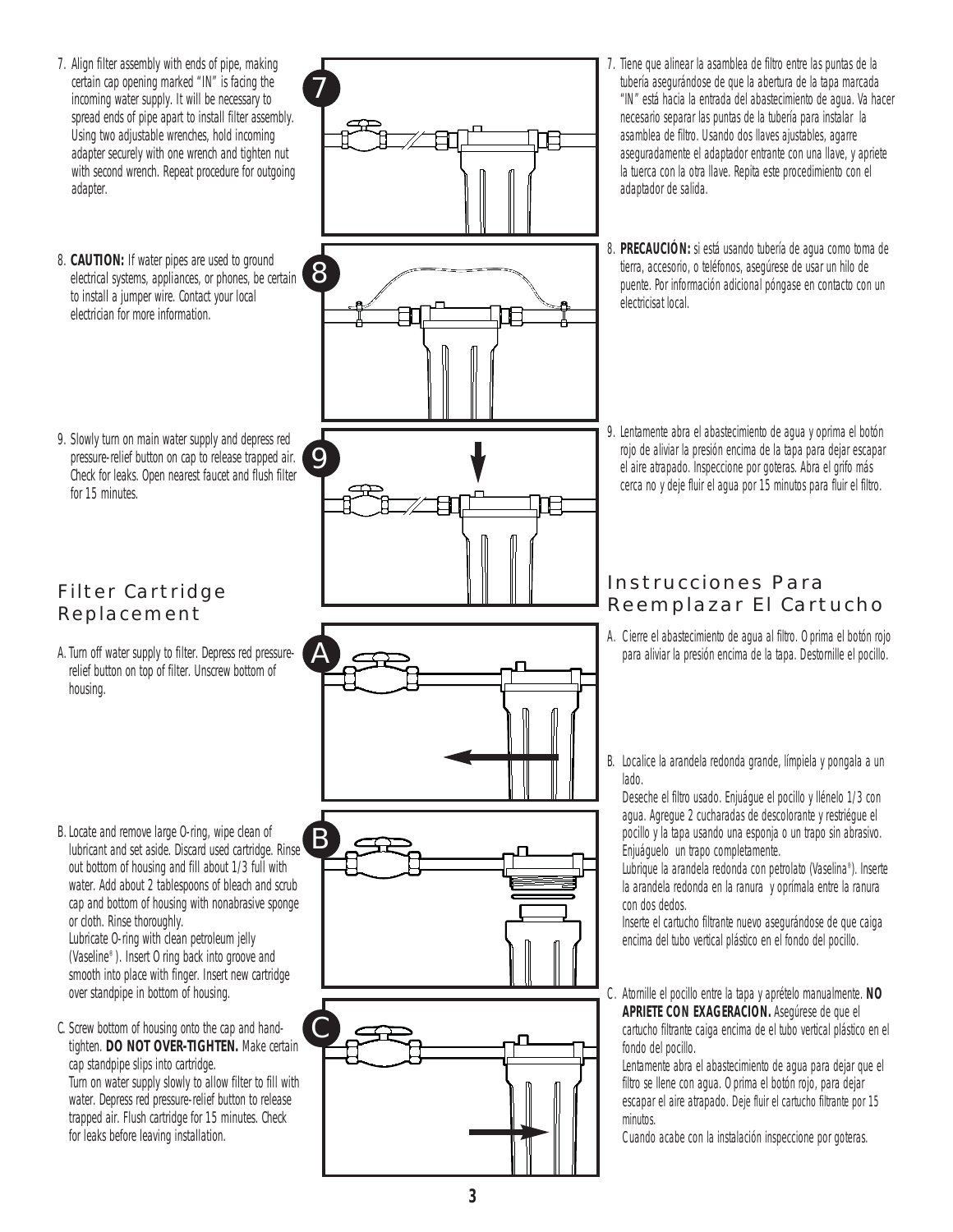7. Align filter assembly with ends of pipe, making certain cap opening marked "IN" is facing the incoming water supply. It will be necessary to spread ends of pipe apart to install filter assembly. Using two adjustable wrenches, hold incoming adapter securely with one wrench and tighten nut with second wrench. Repeat procedure for outgoing adapter.

8. **CAUTION:** If water pipes are used to ground electrical systems, appliances, or phones, be certain to install a jumper wire. Contact your local electrician for more information.

9. Slowly turn on main water supply and depress red pressure-relief button on cap to release trapped air. Check for leaks. Open nearest faucet and flush filter for 15 minutes.

## Filter Cartridge Replacement

A. Turn off water supply to filter. Depress red pressure-relief button on top of filter. Unscrew bottom of housing.

B. Locate and remove large O-ring, wipe clean of lubricant and set aside. Discard used cartridge. Rinse out bottom of housing and fill about 1/3 full with water. Add about 2 tablespoons of bleach and scrub cap and bottom of housing with nonabrasive sponge or cloth. Rinse thoroughly.
Lubricate O-ring with clean petroleum jelly (Vaseline®). Insert O ring back into groove and smooth into place with finger. Insert new cartridge over standpipe in bottom of housing.

C. Screw bottom of housing onto the cap and hand-tighten. **DO NOT OVER-TIGHTEN.** Make certain cap standpipe slips into cartridge.
Turn on water supply slowly to allow filter to fill with water. Depress red pressure-relief button to release trapped air. Flush cartridge for 15 minutes. Check for leaks before leaving installation.

7. Tiene que alinear la asamblea de filtro entre las puntas de la tubería asegurándose de que la abertura de la tapa marcada "IN" está hacia la entrada del abastecimiento de agua. Va hacer necesario separar las puntas de la tubería para instalar la asamblea de filtro. Usando dos llaves ajustables, agarre aseguradamente el adaptador entrante con una llave, y apriete la tuerca con la otra llave. Repita este procedimiento con el adaptador de salida.

8. **PRECAUCIÓN:** si está usando tubería de agua como toma de tierra, accesorio, o teléfonos, asegúrese de usar un hilo de puente. Por información adicional póngase en contacto con un electricisat local.

9. Lentamente abra el abastecimiento de agua y oprima el botón rojo de aliviar la presión encima de la tapa para dejar escapar el aire atrapado. Inspeccione por goteras. Abra el grifo más cerca no y deje fluir el agua por 15 minutos para fluir el filtro.

## Instrucciones Para Reemplazar El Cartucho

A. Cierre el abastecimiento de agua al filtro. Oprima el botón rojo para aliviar la presión encima de la tapa. Destornille el pocillo.

B. Localice la arandela redonda grande, límpiela y pongala a un lado.
Deseche el filtro usado. Enjuáque el pocillo y llénelo 1/3 con agua. Agregue 2 cucharadas de descolorante y restriégue el pocillo y la tapa usando una esponja o un trapo sin abrasivo. Enjuáguelo un trapo completamente.
Lubrique la arandela redonda con petrolato (Vaselina®). Inserte la arandela redonda en la ranura y oprímala entre la ranura con dos dedos.
Inserte el cartucho filtrante nuevo asegurándose de que caiga encima del tubo vertical plástico en el fondo del pocillo.

C. Atornille el pocillo entre la tapa y aprételo manualmente. **NO APRIETE CON EXAGERACION.** Asegúrese de que el cartucho filtrante caiga encima de el tubo vertical plástico en el fondo del pocillo.
Lentamente abra el abastecimiento de agua para dejar que el filtro se llene con agua. Oprima el botón rojo, para dejar escapar el aire atrapado. Deje fluir el cartucho filtrante por 15 minutos.
Cuando acabe con la instalación inspeccione por goteras.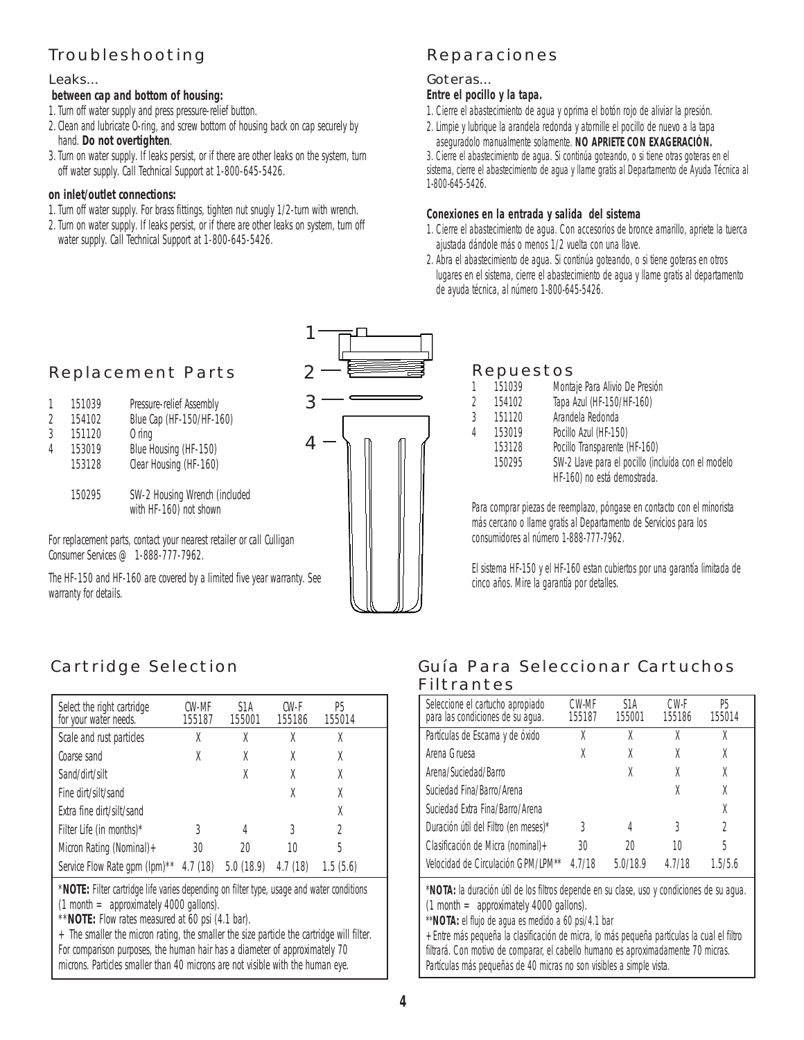## Troubleshooting

### Leaks...

**between cap and bottom of housing:**

1. Turn off water supply and press pressure-relief button.
2. Clean and lubricate O-ring, and screw bottom of housing back on cap securely by hand. **Do not overtighten**.
3. Turn on water supply. If leaks persist, or if there are other leaks on the system, turn off water supply. Call Technical Support at 1-800-645-5426.

**on inlet/outlet connections:**

1. Turn off water supply. For brass fittings, tighten nut snugly 1/2-turn with wrench.
2. Turn on water supply. If leaks persist, or if there are other leaks on system, turn off water supply. Call Technical Support at 1-800-645-5426.

## Replacement Parts

| | | |
|---|---|---|
| 1 | 151039 | Pressure-relief Assembly |
| 2 | 154102 | Blue Cap (HF-150/HF-160) |
| 3 | 151120 | O ring |
| 4 | 153019 | Blue Housing (HF-150) |
| | 153128 | Clear Housing (HF-160) |
| | 150295 | SW-2 Housing Wrench (included with HF-160) not shown |

For replacement parts, contact your nearest retailer or call Culligan Consumer Services @ 1-888-777-7962.

The HF-150 and HF-160 are covered by a limited five year warranty. See warranty for details.

## Cartridge Selection

| Select the right cartridge for your water needs. | CW-MF 155187 | S1A 155001 | CW-F 155186 | P5 155014 |
|---|---|---|---|---|
| Scale and rust particles | X | X | X | X |
| Coarse sand | X | X | X | X |
| Sand/dirt/silt | | X | X | X |
| Fine dirt/silt/sand | | | X | X |
| Extra fine dirt/silt/sand | | | | X |
| Filter Life (in months)* | 3 | 4 | 3 | 2 |
| Micron Rating (Nominal)+ | 30 | 20 | 10 | 5 |
| Service Flow Rate gpm (lpm)** | 4.7 (18) | 5.0 (18.9) | 4.7 (18) | 1.5 (5.6) |

\***NOTE:** Filter cartridge life varies depending on filter type, usage and water conditions (1 month = approximately 4000 gallons).

\*\***NOTE:** Flow rates measured at 60 psi (4.1 bar).

+ The smaller the micron rating, the smaller the size particle the cartridge will filter. For comparison purposes, the human hair has a diameter of approximately 70 microns. Particles smaller than 40 microns are not visible with the human eye.

## Reparaciones

### Goteras...

**Entre el pocillo y la tapa.**

1. Cierre el abastecimiento de agua y oprima el botón rojo de aliviar la presión.
2. Limpie y lubrique la arandela redonda y atornille el pocillo de nuevo a la tapa asegurадolo manualmente solamente. **NO APRIETE CON EXAGERACIÓN.**
3. Cierre el abastecimiento de agua. Si continúa goteando, o si tiene otras goteras en el sistema, cierre el abastecimiento de agua y llame gratis al Departamento de Ayuda Técnica al 1-800-645-5426.

**Conexiones en la entrada y salida del sistema**

1. Cierre el abastecimiento de agua. Con accesorios de bronce amarillo, apriete la tuerca ajustada dándole más o menos 1/2 vuelta con una llave.
2. Abra el abastecimiento de agua. Si continúa goteando, o si tiene goteras en otros lugares en el sistema, cierre el abastecimiento de agua y llame gratis al departamento de ayuda técnica, al número 1-800-645-5426.

## Repuestos

| | | |
|---|---|---|
| 1 | 151039 | Montaje Para Alivio De Presión |
| 2 | 154102 | Tapa Azul (HF-150/HF-160) |
| 3 | 151120 | Arandela Redonda |
| 4 | 153019 | Pocillo Azul (HF-150) |
| | 153128 | Pocillo Transparente (HF-160) |
| | 150295 | SW-2 Llave para el pocillo (incluída con el modelo HF-160) no está demostrada. |

Para comprar piezas de reemplazo, póngase en contacto con el minorista más cercano o llame gratis al Departamento de Servicios para los consumidores al número 1-888-777-7962.

El sistema HF-150 y el HF-160 estan cubiertos por una garantía limitada de cinco años. Mire la garantía por detalles.

## Guía Para Seleccionar Cartuchos Filtrantes

| Seleccione el cartucho apropiado para las condiciones de su agua. | CW-MF 155187 | S1A 155001 | CW-F 155186 | P5 155014 |
|---|---|---|---|---|
| Partículas de Escama y de óxido | X | X | X | X |
| Arena Gruesa | X | X | X | X |
| Arena/Suciedad/Barro | | X | X | X |
| Suciedad Fina/Barro/Arena | | | X | X |
| Suciedad Extra Fina/Barro/Arena | | | | X |
| Duración útil del Filtro (en meses)* | 3 | 4 | 3 | 2 |
| Clasificación de Micra (nominal)+ | 30 | 20 | 10 | 5 |
| Velocidad de Circulación GPM/LPM** | 4.7/18 | 5.0/18.9 | 4.7/18 | 1.5/5.6 |

\***NOTA:** la duración útil de los filtros depende en su clase, uso y condiciones de su agua. (1 month = approximately 4000 gallons).

\*\***NOTA:** el flujo de agua es medido a 60 psi/4.1 bar

+ Entre más pequeña la clasificación de micra, lo más pequeña partículas la cual el filtro filtrará. Con motivo de comparar, el cabello humano es aproximadamente 70 micras. Partículas más pequeñas de 40 micras no son visibles a simple vista.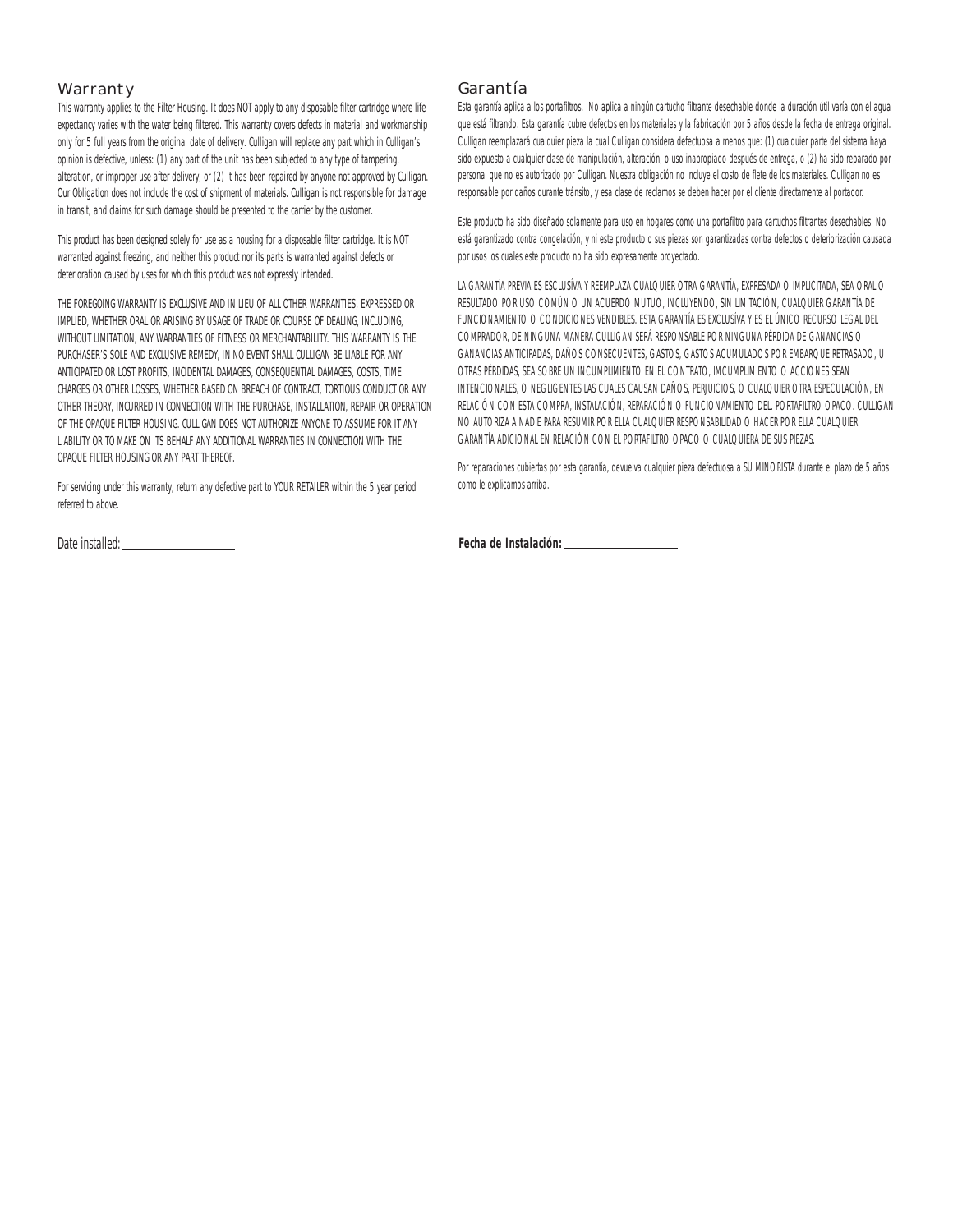## Warranty

This warranty applies to the Filter Housing. It does NOT apply to any disposable filter cartridge where life expectancy varies with the water being filtered. This warranty covers defects in material and workmanship only for 5 full years from the original date of delivery. Culligan will replace any part which in Culligan's opinion is defective, unless: (1) any part of the unit has been subjected to any type of tampering, alteration, or improper use after delivery, or (2) it has been repaired by anyone not approved by Culligan. Our Obligation does not include the cost of shipment of materials. Culligan is not responsible for damage in transit, and claims for such damage should be presented to the carrier by the customer.

This product has been designed solely for use as a housing for a disposable filter cartridge. It is NOT warranted against freezing, and neither this product nor its parts is warranted against defects or deterioration caused by uses for which this product was not expressly intended.

THE FOREGOING WARRANTY IS EXCLUSIVE AND IN LIEU OF ALL OTHER WARRANTIES, EXPRESSED OR IMPLIED, WHETHER ORAL OR ARISING BY USAGE OF TRADE OR COURSE OF DEALING, INCLUDING, WITHOUT LIMITATION, ANY WARRANTIES OF FITNESS OR MERCHANTABILITY. THIS WARRANTY IS THE PURCHASER'S SOLE AND EXCLUSIVE REMEDY, IN NO EVENT SHALL CULLIGAN BE LIABLE FOR ANY ANTICIPATED OR LOST PROFITS, INCIDENTAL DAMAGES, CONSEQUENTIAL DAMAGES, COSTS, TIME CHARGES OR OTHER LOSSES, WHETHER BASED ON BREACH OF CONTRACT, TORTIOUS CONDUCT OR ANY OTHER THEORY, INCURRED IN CONNECTION WITH THE PURCHASE, INSTALLATION, REPAIR OR OPERATION OF THE OPAQUE FILTER HOUSING. CULLIGAN DOES NOT AUTHORIZE ANYONE TO ASSUME FOR IT ANY LIABILITY OR TO MAKE ON ITS BEHALF ANY ADDITIONAL WARRANTIES IN CONNECTION WITH THE OPAQUE FILTER HOUSING OR ANY PART THEREOF.

For servicing under this warranty, return any defective part to YOUR RETAILER within the 5 year period referred to above.

Date installed: ____________________

## Garantía

Esta garantía aplica a los portafiltros. No aplica a ningún cartucho filtrante desechable donde la duración útil varía con el agua que está filtrando. Esta garantía cubre defectos en los materiales y la fabricación por 5 años desde la fecha de entrega original. Culligan reemplazará cualquier pieza la cual Culligan considera defectuosa a menos que: (1) cualquier parte del sistema haya sido expuesto a cualquier clase de manipulación, alteración, o uso inapropiado después de entrega, o (2) ha sido reparado por personal que no es autorizado por Culligan. Nuestra obligación no incluye el costo de flete de los materiales. Culligan no es responsable por daños durante tránsito, y esa clase de reclamos se deben hacer por el cliente directamente al portador.

Este producto ha sido diseñado solamente para uso en hogares como una portafiltro para cartuchos filtrantes desechables. No está garantizado contra congelación, y ni este producto o sus piezas son garantizadas contra defectos o deteriorización causada por usos los cuales este producto no ha sido expresamente proyectado.

LA GARANTÍA PREVIA ES ESCLUSÍVA Y REEMPLAZA CUALQUIER OTRA GARANTÍA, EXPRESADA O IMPLICITADA, SEA ORAL O RESULTADO POR USO COMÚN O UN ACUERDO MUTUO, INCLUYENDO, SIN LIMITACIÓN, CUALQUIER GARANTÍA DE FUNCIONAMIENTO O CONDICIONES VENDIBLES. ESTA GARANTÍA ES EXCLUSÍVA Y ES EL ÚNICO RECURSO LEGAL DEL COMPRADOR, DE NINGUNA MANERA CULLIGAN SERÁ RESPONSABLE POR NINGUNA PÉRDIDA DE GANANCIAS O GANANCIAS ANTICIPADAS, DAÑOS CONSECUENTES, GASTOS, GASTOS ACUMULADOS POR EMBARQUE RETRASADO, U OTRAS PÉRDIDAS, SEA SOBRE UN INCUMPLIMIENTO EN EL CONTRATO, IMCUMPLIMIENTO O ACCIONES SEAN INTENCIONALES, O NEGLIGENTES LAS CUALES CAUSAN DAÑOS, PERJUICIOS, O CUALQUIER OTRA ESPECULACIÓN, EN RELACIÓN CON ESTA COMPRA, INSTALACIÓN, REPARACIÓN O FUNCIONAMIENTO DEL. PORTAFILTRO OPACO. CULLIGAN NO AUTORIZA A NADIE PARA RESUMIR POR ELLA CUALQUIER RESPONSABILIDAD O HACER POR ELLA CUALQUIER GARANTÍA ADICIONAL EN RELACIÓN CON EL PORTAFILTRO OPACO O CUALQUIERA DE SUS PIEZAS.

Por reparaciones cubiertas por esta garantía, devuelva cualquier pieza defectuosa a SU MINORISTA durante el plazo de 5 años como le explicamos arriba.

**Fecha de Instalación:** ____________________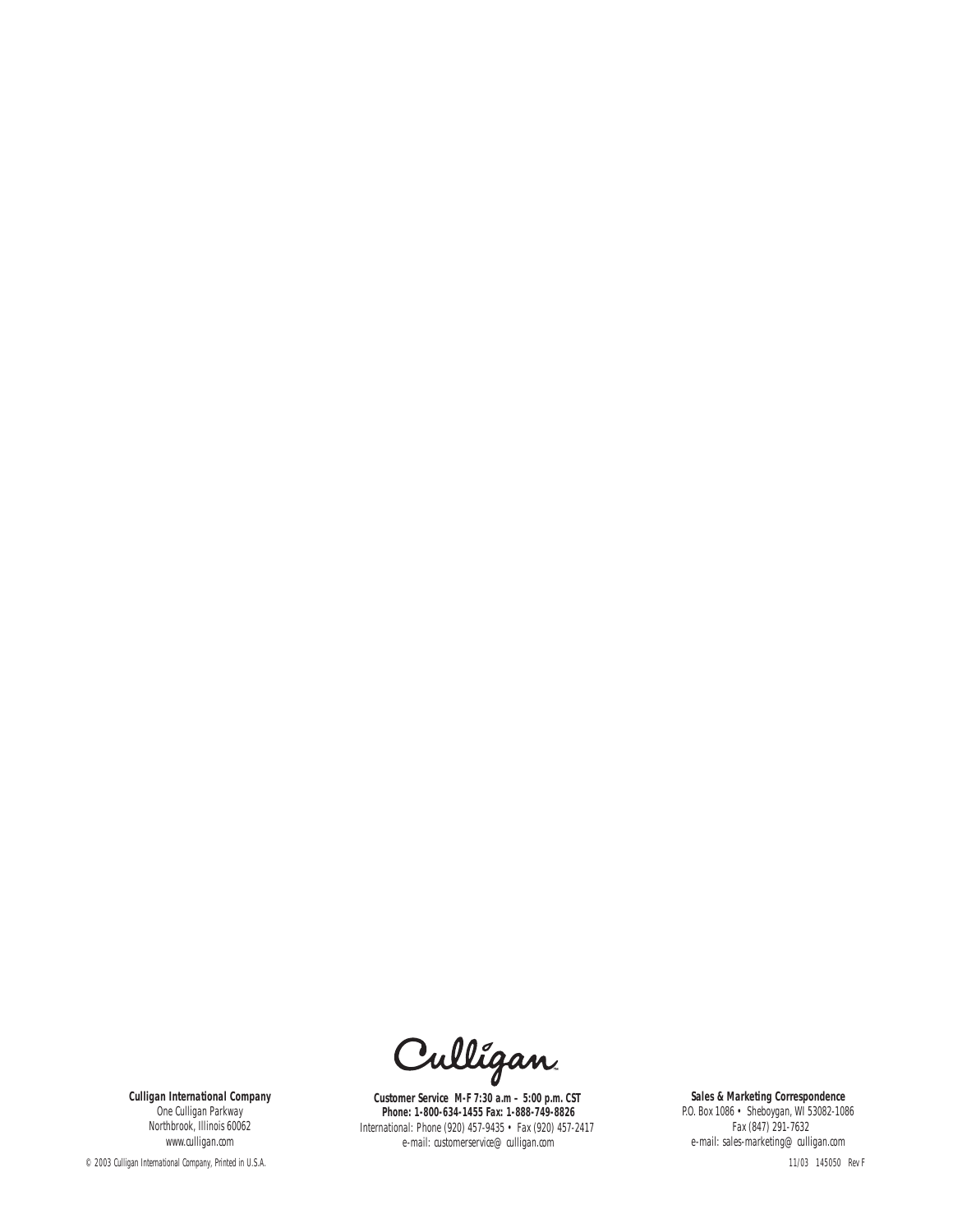Culligan

**Culligan International Company**
One Culligan Parkway
Northbrook, Illinois 60062
www.culligan.com

**Customer Service M-F 7:30 a.m – 5:00 p.m. CST**
**Phone: 1-800-634-1455 Fax: 1-888-749-8826**
International: Phone (920) 457-9435 • Fax (920) 457-2417
e-mail: customerservice@culligan.com

**Sales & Marketing Correspondence**
P.O. Box 1086 • Sheboygan, WI 53082-1086
Fax (847) 291-7632
e-mail: sales-marketing@culligan.com

© 2003 Culligan International Company, Printed in U.S.A.

11/03 145050 Rev F